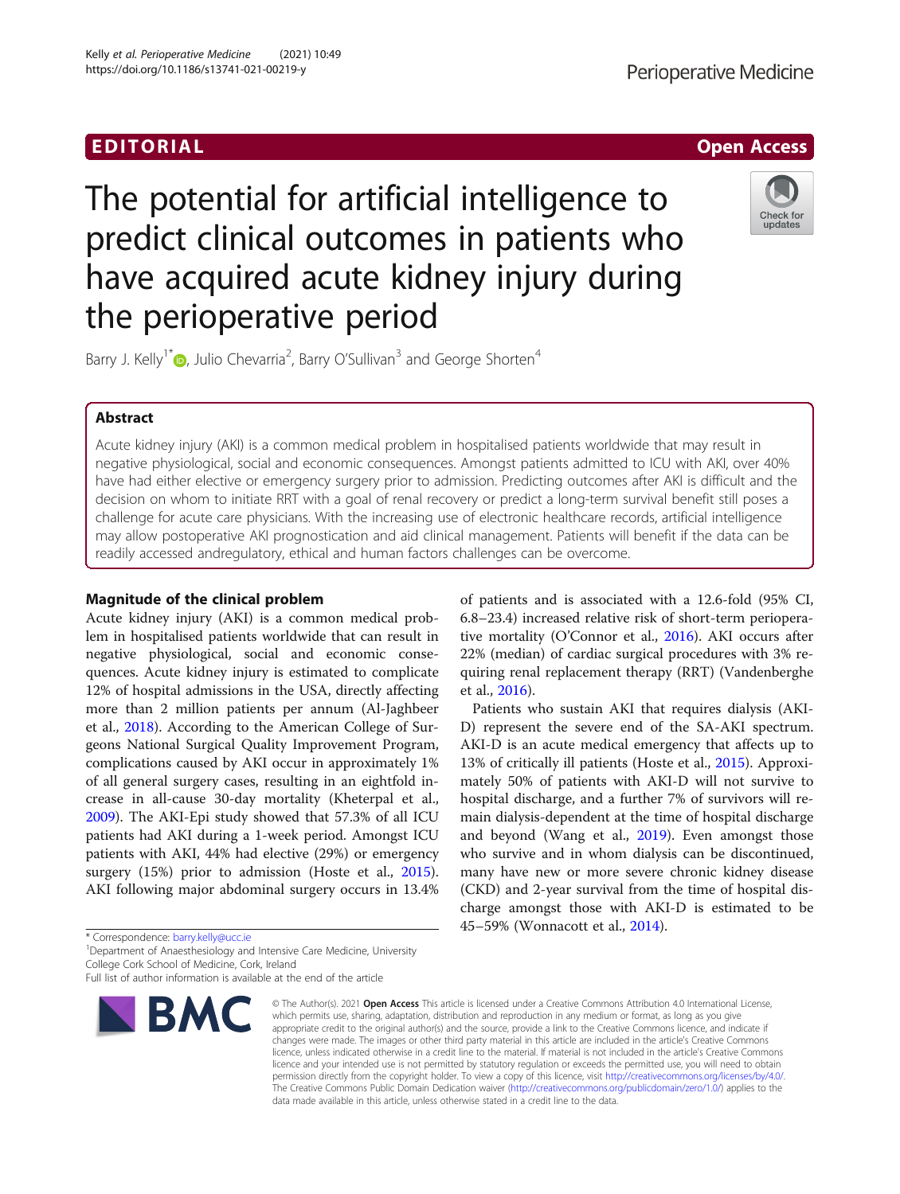EDITORIAL

Open Access

# The potential for artificial intelligence to predict clinical outcomes in patients who have acquired acute kidney injury during the perioperative period

Barry J. Kelly[1*], Julio Chevarria[2], Barry O'Sullivan[3] and George Shorten[4]

## Abstract

Acute kidney injury (AKI) is a common medical problem in hospitalised patients worldwide that may result in negative physiological, social and economic consequences. Amongst patients admitted to ICU with AKI, over 40% have had either elective or emergency surgery prior to admission. Predicting outcomes after AKI is difficult and the decision on whom to initiate RRT with a goal of renal recovery or predict a long-term survival benefit still poses a challenge for acute care physicians. With the increasing use of electronic healthcare records, artificial intelligence may allow postoperative AKI prognostication and aid clinical management. Patients will benefit if the data can be readily accessed andregulatory, ethical and human factors challenges can be overcome.

## Magnitude of the clinical problem

Acute kidney injury (AKI) is a common medical problem in hospitalised patients worldwide that can result in negative physiological, social and economic consequences. Acute kidney injury is estimated to complicate 12% of hospital admissions in the USA, directly affecting more than 2 million patients per annum (Al-Jaghbeer et al., 2018). According to the American College of Surgeons National Surgical Quality Improvement Program, complications caused by AKI occur in approximately 1% of all general surgery cases, resulting in an eightfold increase in all-cause 30-day mortality (Kheterpal et al., 2009). The AKI-Epi study showed that 57.3% of all ICU patients had AKI during a 1-week period. Amongst ICU patients with AKI, 44% had elective (29%) or emergency surgery (15%) prior to admission (Hoste et al., 2015). AKI following major abdominal surgery occurs in 13.4% of patients and is associated with a 12.6-fold (95% CI, 6.8–23.4) increased relative risk of short-term perioperative mortality (O'Connor et al., 2016). AKI occurs after 22% (median) of cardiac surgical procedures with 3% requiring renal replacement therapy (RRT) (Vandenberghe et al., 2016).

Patients who sustain AKI that requires dialysis (AKI-D) represent the severe end of the SA-AKI spectrum. AKI-D is an acute medical emergency that affects up to 13% of critically ill patients (Hoste et al., 2015). Approximately 50% of patients with AKI-D will not survive to hospital discharge, and a further 7% of survivors will remain dialysis-dependent at the time of hospital discharge and beyond (Wang et al., 2019). Even amongst those who survive and in whom dialysis can be discontinued, many have new or more severe chronic kidney disease (CKD) and 2-year survival from the time of hospital discharge amongst those with AKI-D is estimated to be 45–59% (Wonnacott et al., 2014).

\* Correspondence: barry.kelly@ucc.ie
[1]Department of Anaesthesiology and Intensive Care Medicine, University College Cork School of Medicine, Cork, Ireland
Full list of author information is available at the end of the article

© The Author(s). 2021 **Open Access** This article is licensed under a Creative Commons Attribution 4.0 International License, which permits use, sharing, adaptation, distribution and reproduction in any medium or format, as long as you give appropriate credit to the original author(s) and the source, provide a link to the Creative Commons licence, and indicate if changes were made. The images or other third party material in this article are included in the article's Creative Commons licence, unless indicated otherwise in a credit line to the material. If material is not included in the article's Creative Commons licence and your intended use is not permitted by statutory regulation or exceeds the permitted use, you will need to obtain permission directly from the copyright holder. To view a copy of this licence, visit http://creativecommons.org/licenses/by/4.0/. The Creative Commons Public Domain Dedication waiver (http://creativecommons.org/publicdomain/zero/1.0/) applies to the data made available in this article, unless otherwise stated in a credit line to the data.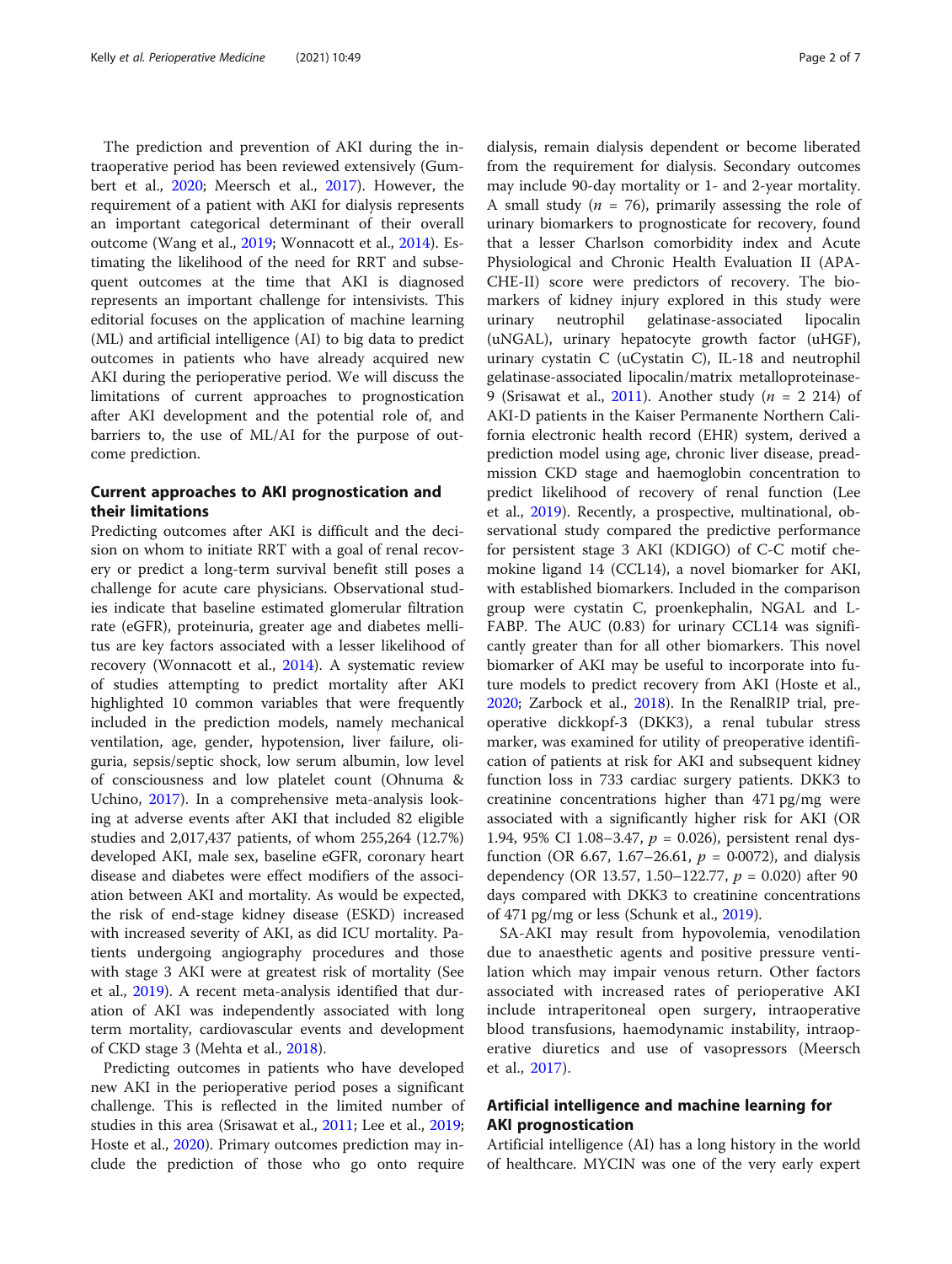The prediction and prevention of AKI during the intraoperative period has been reviewed extensively (Gumbert et al., 2020; Meersch et al., 2017). However, the requirement of a patient with AKI for dialysis represents an important categorical determinant of their overall outcome (Wang et al., 2019; Wonnacott et al., 2014). Estimating the likelihood of the need for RRT and subsequent outcomes at the time that AKI is diagnosed represents an important challenge for intensivists. This editorial focuses on the application of machine learning (ML) and artificial intelligence (AI) to big data to predict outcomes in patients who have already acquired new AKI during the perioperative period. We will discuss the limitations of current approaches to prognostication after AKI development and the potential role of, and barriers to, the use of ML/AI for the purpose of outcome prediction.

## Current approaches to AKI prognostication and their limitations

Predicting outcomes after AKI is difficult and the decision on whom to initiate RRT with a goal of renal recovery or predict a long-term survival benefit still poses a challenge for acute care physicians. Observational studies indicate that baseline estimated glomerular filtration rate (eGFR), proteinuria, greater age and diabetes mellitus are key factors associated with a lesser likelihood of recovery (Wonnacott et al., 2014). A systematic review of studies attempting to predict mortality after AKI highlighted 10 common variables that were frequently included in the prediction models, namely mechanical ventilation, age, gender, hypotension, liver failure, oliguria, sepsis/septic shock, low serum albumin, low level of consciousness and low platelet count (Ohnuma & Uchino, 2017). In a comprehensive meta-analysis looking at adverse events after AKI that included 82 eligible studies and 2,017,437 patients, of whom 255,264 (12.7%) developed AKI, male sex, baseline eGFR, coronary heart disease and diabetes were effect modifiers of the association between AKI and mortality. As would be expected, the risk of end-stage kidney disease (ESKD) increased with increased severity of AKI, as did ICU mortality. Patients undergoing angiography procedures and those with stage 3 AKI were at greatest risk of mortality (See et al., 2019). A recent meta-analysis identified that duration of AKI was independently associated with long term mortality, cardiovascular events and development of CKD stage 3 (Mehta et al., 2018).

Predicting outcomes in patients who have developed new AKI in the perioperative period poses a significant challenge. This is reflected in the limited number of studies in this area (Srisawat et al., 2011; Lee et al., 2019; Hoste et al., 2020). Primary outcomes prediction may include the prediction of those who go onto require dialysis, remain dialysis dependent or become liberated from the requirement for dialysis. Secondary outcomes may include 90-day mortality or 1- and 2-year mortality. A small study ($n$ = 76), primarily assessing the role of urinary biomarkers to prognosticate for recovery, found that a lesser Charlson comorbidity index and Acute Physiological and Chronic Health Evaluation II (APACHE-II) score were predictors of recovery. The biomarkers of kidney injury explored in this study were urinary neutrophil gelatinase-associated lipocalin (uNGAL), urinary hepatocyte growth factor (uHGF), urinary cystatin C (uCystatin C), IL-18 and neutrophil gelatinase-associated lipocalin/matrix metalloproteinase-9 (Srisawat et al., 2011). Another study ($n$ = 2 214) of AKI-D patients in the Kaiser Permanente Northern California electronic health record (EHR) system, derived a prediction model using age, chronic liver disease, preadmission CKD stage and haemoglobin concentration to predict likelihood of recovery of renal function (Lee et al., 2019). Recently, a prospective, multinational, observational study compared the predictive performance for persistent stage 3 AKI (KDIGO) of C-C motif chemokine ligand 14 (CCL14), a novel biomarker for AKI, with established biomarkers. Included in the comparison group were cystatin C, proenkephalin, NGAL and L-FABP. The AUC (0.83) for urinary CCL14 was significantly greater than for all other biomarkers. This novel biomarker of AKI may be useful to incorporate into future models to predict recovery from AKI (Hoste et al., 2020; Zarbock et al., 2018). In the RenalRIP trial, preoperative dickkopf-3 (DKK3), a renal tubular stress marker, was examined for utility of preoperative identification of patients at risk for AKI and subsequent kidney function loss in 733 cardiac surgery patients. DKK3 to creatinine concentrations higher than 471 pg/mg were associated with a significantly higher risk for AKI (OR 1.94, 95% CI 1.08–3.47, $p$ = 0.026), persistent renal dysfunction (OR 6.67, 1.67–26.61, $p$ = 0·0072), and dialysis dependency (OR 13.57, 1.50–122.77, $p$ = 0.020) after 90 days compared with DKK3 to creatinine concentrations of 471 pg/mg or less (Schunk et al., 2019).

SA-AKI may result from hypovolemia, venodilation due to anaesthetic agents and positive pressure ventilation which may impair venous return. Other factors associated with increased rates of perioperative AKI include intraperitoneal open surgery, intraoperative blood transfusions, haemodynamic instability, intraoperative diuretics and use of vasopressors (Meersch et al., 2017).

## Artificial intelligence and machine learning for AKI prognostication

Artificial intelligence (AI) has a long history in the world of healthcare. MYCIN was one of the very early expert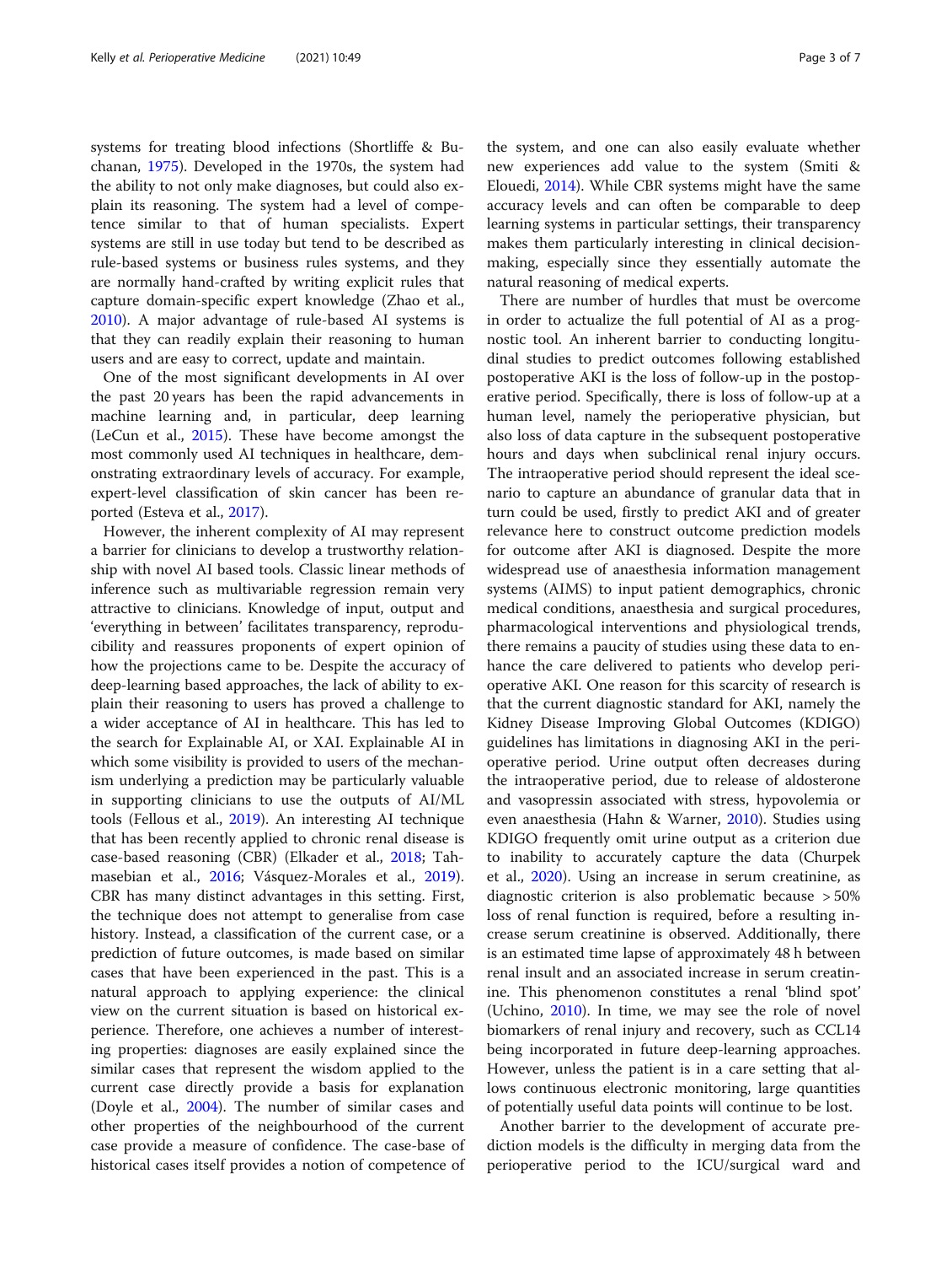systems for treating blood infections (Shortliffe & Buchanan, 1975). Developed in the 1970s, the system had the ability to not only make diagnoses, but could also explain its reasoning. The system had a level of competence similar to that of human specialists. Expert systems are still in use today but tend to be described as rule-based systems or business rules systems, and they are normally hand-crafted by writing explicit rules that capture domain-specific expert knowledge (Zhao et al., 2010). A major advantage of rule-based AI systems is that they can readily explain their reasoning to human users and are easy to correct, update and maintain.

One of the most significant developments in AI over the past 20 years has been the rapid advancements in machine learning and, in particular, deep learning (LeCun et al., 2015). These have become amongst the most commonly used AI techniques in healthcare, demonstrating extraordinary levels of accuracy. For example, expert-level classification of skin cancer has been reported (Esteva et al., 2017).

However, the inherent complexity of AI may represent a barrier for clinicians to develop a trustworthy relationship with novel AI based tools. Classic linear methods of inference such as multivariable regression remain very attractive to clinicians. Knowledge of input, output and 'everything in between' facilitates transparency, reproducibility and reassures proponents of expert opinion of how the projections came to be. Despite the accuracy of deep-learning based approaches, the lack of ability to explain their reasoning to users has proved a challenge to a wider acceptance of AI in healthcare. This has led to the search for Explainable AI, or XAI. Explainable AI in which some visibility is provided to users of the mechanism underlying a prediction may be particularly valuable in supporting clinicians to use the outputs of AI/ML tools (Fellous et al., 2019). An interesting AI technique that has been recently applied to chronic renal disease is case-based reasoning (CBR) (Elkader et al., 2018; Tahmasebian et al., 2016; Vásquez-Morales et al., 2019). CBR has many distinct advantages in this setting. First, the technique does not attempt to generalise from case history. Instead, a classification of the current case, or a prediction of future outcomes, is made based on similar cases that have been experienced in the past. This is a natural approach to applying experience: the clinical view on the current situation is based on historical experience. Therefore, one achieves a number of interesting properties: diagnoses are easily explained since the similar cases that represent the wisdom applied to the current case directly provide a basis for explanation (Doyle et al., 2004). The number of similar cases and other properties of the neighbourhood of the current case provide a measure of confidence. The case-base of historical cases itself provides a notion of competence of the system, and one can also easily evaluate whether new experiences add value to the system (Smiti & Elouedi, 2014). While CBR systems might have the same accuracy levels and can often be comparable to deep learning systems in particular settings, their transparency makes them particularly interesting in clinical decision-making, especially since they essentially automate the natural reasoning of medical experts.

There are number of hurdles that must be overcome in order to actualize the full potential of AI as a prognostic tool. An inherent barrier to conducting longitudinal studies to predict outcomes following established postoperative AKI is the loss of follow-up in the postoperative period. Specifically, there is loss of follow-up at a human level, namely the perioperative physician, but also loss of data capture in the subsequent postoperative hours and days when subclinical renal injury occurs. The intraoperative period should represent the ideal scenario to capture an abundance of granular data that in turn could be used, firstly to predict AKI and of greater relevance here to construct outcome prediction models for outcome after AKI is diagnosed. Despite the more widespread use of anaesthesia information management systems (AIMS) to input patient demographics, chronic medical conditions, anaesthesia and surgical procedures, pharmacological interventions and physiological trends, there remains a paucity of studies using these data to enhance the care delivered to patients who develop perioperative AKI. One reason for this scarcity of research is that the current diagnostic standard for AKI, namely the Kidney Disease Improving Global Outcomes (KDIGO) guidelines has limitations in diagnosing AKI in the perioperative period. Urine output often decreases during the intraoperative period, due to release of aldosterone and vasopressin associated with stress, hypovolemia or even anaesthesia (Hahn & Warner, 2010). Studies using KDIGO frequently omit urine output as a criterion due to inability to accurately capture the data (Churpek et al., 2020). Using an increase in serum creatinine, as diagnostic criterion is also problematic because > 50% loss of renal function is required, before a resulting increase serum creatinine is observed. Additionally, there is an estimated time lapse of approximately 48 h between renal insult and an associated increase in serum creatinine. This phenomenon constitutes a renal 'blind spot' (Uchino, 2010). In time, we may see the role of novel biomarkers of renal injury and recovery, such as CCL14 being incorporated in future deep-learning approaches. However, unless the patient is in a care setting that allows continuous electronic monitoring, large quantities of potentially useful data points will continue to be lost.

Another barrier to the development of accurate prediction models is the difficulty in merging data from the perioperative period to the ICU/surgical ward and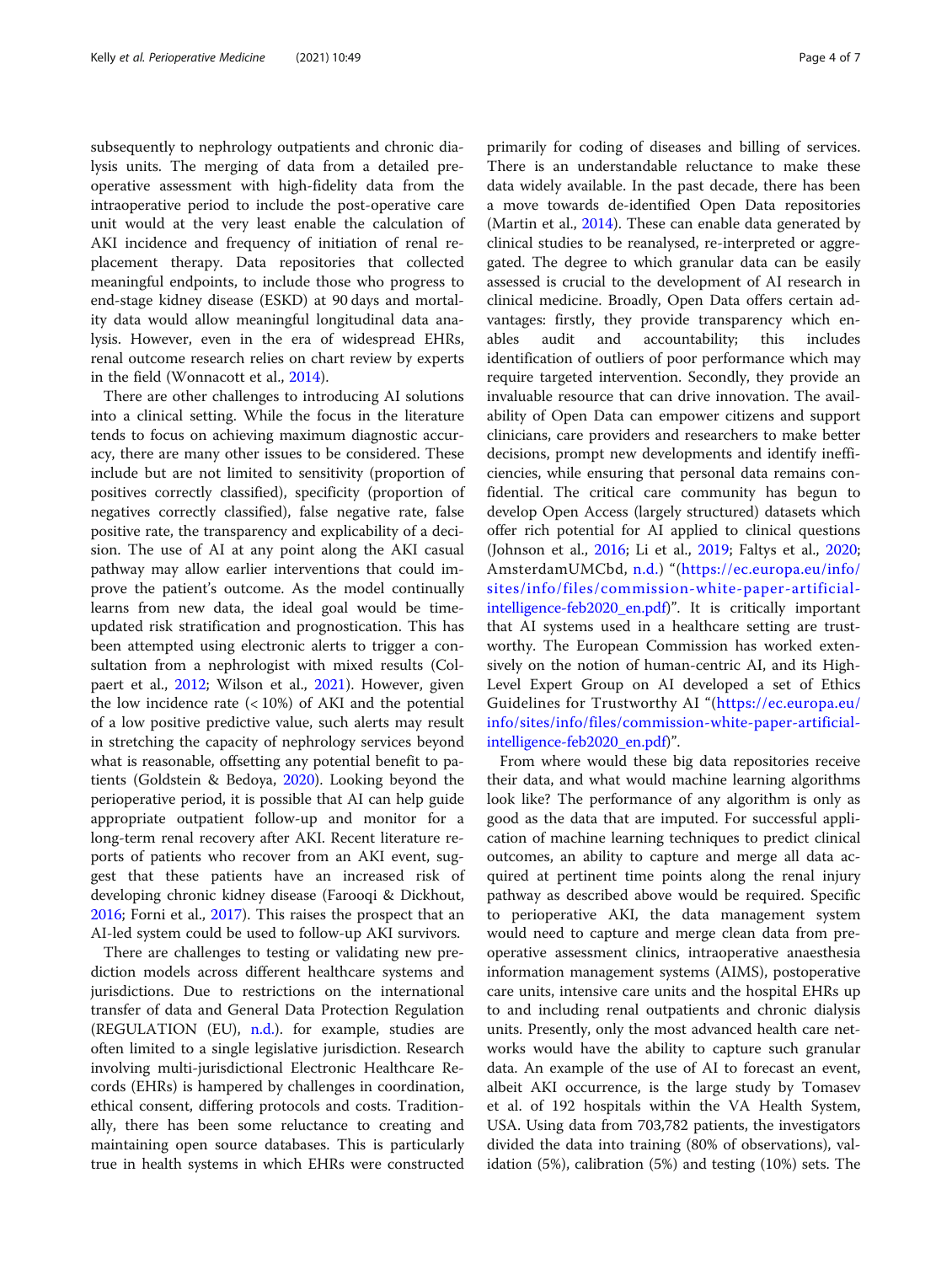subsequently to nephrology outpatients and chronic dialysis units. The merging of data from a detailed preoperative assessment with high-fidelity data from the intraoperative period to include the post-operative care unit would at the very least enable the calculation of AKI incidence and frequency of initiation of renal replacement therapy. Data repositories that collected meaningful endpoints, to include those who progress to end-stage kidney disease (ESKD) at 90 days and mortality data would allow meaningful longitudinal data analysis. However, even in the era of widespread EHRs, renal outcome research relies on chart review by experts in the field (Wonnacott et al., 2014).

There are other challenges to introducing AI solutions into a clinical setting. While the focus in the literature tends to focus on achieving maximum diagnostic accuracy, there are many other issues to be considered. These include but are not limited to sensitivity (proportion of positives correctly classified), specificity (proportion of negatives correctly classified), false negative rate, false positive rate, the transparency and explicability of a decision. The use of AI at any point along the AKI casual pathway may allow earlier interventions that could improve the patient's outcome. As the model continually learns from new data, the ideal goal would be time-updated risk stratification and prognostication. This has been attempted using electronic alerts to trigger a consultation from a nephrologist with mixed results (Colpaert et al., 2012; Wilson et al., 2021). However, given the low incidence rate (< 10%) of AKI and the potential of a low positive predictive value, such alerts may result in stretching the capacity of nephrology services beyond what is reasonable, offsetting any potential benefit to patients (Goldstein & Bedoya, 2020). Looking beyond the perioperative period, it is possible that AI can help guide appropriate outpatient follow-up and monitor for a long-term renal recovery after AKI. Recent literature reports of patients who recover from an AKI event, suggest that these patients have an increased risk of developing chronic kidney disease (Farooqi & Dickhout, 2016; Forni et al., 2017). This raises the prospect that an AI-led system could be used to follow-up AKI survivors.

There are challenges to testing or validating new prediction models across different healthcare systems and jurisdictions. Due to restrictions on the international transfer of data and General Data Protection Regulation (REGULATION (EU), n.d.). for example, studies are often limited to a single legislative jurisdiction. Research involving multi-jurisdictional Electronic Healthcare Records (EHRs) is hampered by challenges in coordination, ethical consent, differing protocols and costs. Traditionally, there has been some reluctance to creating and maintaining open source databases. This is particularly true in health systems in which EHRs were constructed primarily for coding of diseases and billing of services. There is an understandable reluctance to make these data widely available. In the past decade, there has been a move towards de-identified Open Data repositories (Martin et al., 2014). These can enable data generated by clinical studies to be reanalysed, re-interpreted or aggregated. The degree to which granular data can be easily assessed is crucial to the development of AI research in clinical medicine. Broadly, Open Data offers certain advantages: firstly, they provide transparency which enables audit and accountability; this includes identification of outliers of poor performance which may require targeted intervention. Secondly, they provide an invaluable resource that can drive innovation. The availability of Open Data can empower citizens and support clinicians, care providers and researchers to make better decisions, prompt new developments and identify inefficiencies, while ensuring that personal data remains confidential. The critical care community has begun to develop Open Access (largely structured) datasets which offer rich potential for AI applied to clinical questions (Johnson et al., 2016; Li et al., 2019; Faltys et al., 2020; AmsterdamUMCbd, n.d.) "(https://ec.europa.eu/info/sites/info/files/commission-white-paper-artificial-intelligence-feb2020_en.pdf)". It is critically important that AI systems used in a healthcare setting are trustworthy. The European Commission has worked extensively on the notion of human-centric AI, and its High-Level Expert Group on AI developed a set of Ethics Guidelines for Trustworthy AI "(https://ec.europa.eu/info/sites/info/files/commission-white-paper-artificial-intelligence-feb2020_en.pdf)".

From where would these big data repositories receive their data, and what would machine learning algorithms look like? The performance of any algorithm is only as good as the data that are imputed. For successful application of machine learning techniques to predict clinical outcomes, an ability to capture and merge all data acquired at pertinent time points along the renal injury pathway as described above would be required. Specific to perioperative AKI, the data management system would need to capture and merge clean data from preoperative assessment clinics, intraoperative anaesthesia information management systems (AIMS), postoperative care units, intensive care units and the hospital EHRs up to and including renal outpatients and chronic dialysis units. Presently, only the most advanced health care networks would have the ability to capture such granular data. An example of the use of AI to forecast an event, albeit AKI occurrence, is the large study by Tomasev et al. of 192 hospitals within the VA Health System, USA. Using data from 703,782 patients, the investigators divided the data into training (80% of observations), validation (5%), calibration (5%) and testing (10%) sets. The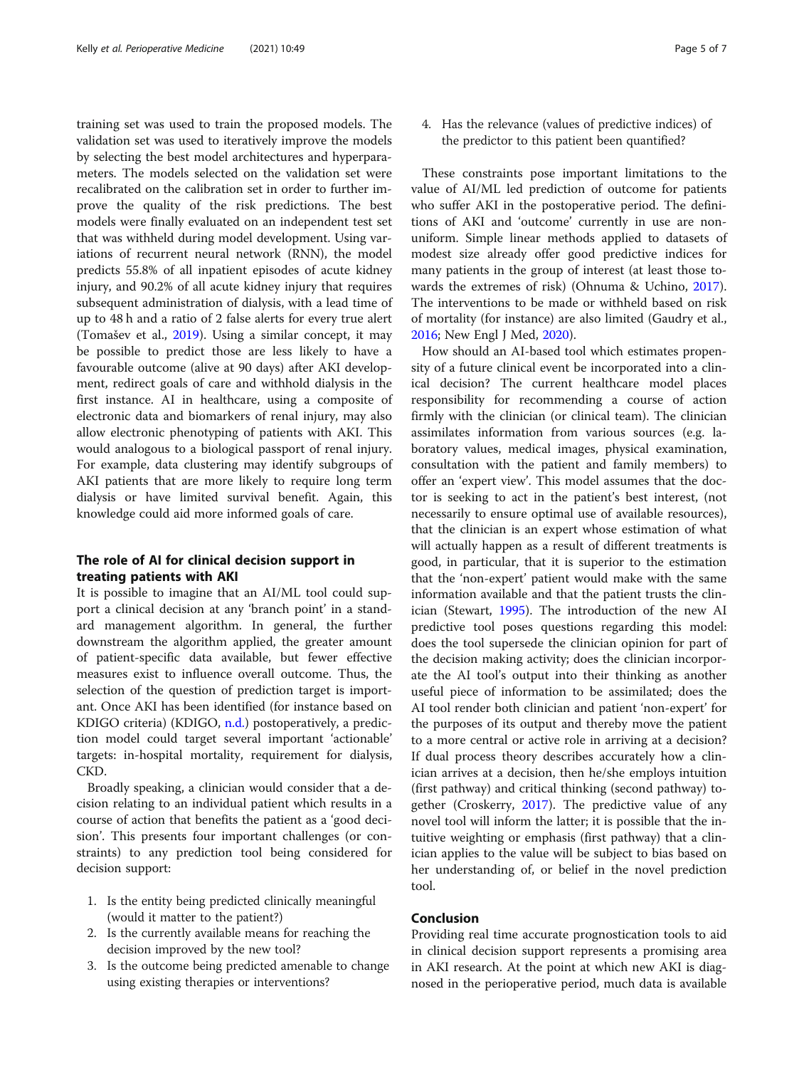training set was used to train the proposed models. The validation set was used to iteratively improve the models by selecting the best model architectures and hyperparameters. The models selected on the validation set were recalibrated on the calibration set in order to further improve the quality of the risk predictions. The best models were finally evaluated on an independent test set that was withheld during model development. Using variations of recurrent neural network (RNN), the model predicts 55.8% of all inpatient episodes of acute kidney injury, and 90.2% of all acute kidney injury that requires subsequent administration of dialysis, with a lead time of up to 48 h and a ratio of 2 false alerts for every true alert (Tomašev et al., 2019). Using a similar concept, it may be possible to predict those are less likely to have a favourable outcome (alive at 90 days) after AKI development, redirect goals of care and withhold dialysis in the first instance. AI in healthcare, using a composite of electronic data and biomarkers of renal injury, may also allow electronic phenotyping of patients with AKI. This would analogous to a biological passport of renal injury. For example, data clustering may identify subgroups of AKI patients that are more likely to require long term dialysis or have limited survival benefit. Again, this knowledge could aid more informed goals of care.

## The role of AI for clinical decision support in treating patients with AKI

It is possible to imagine that an AI/ML tool could support a clinical decision at any 'branch point' in a standard management algorithm. In general, the further downstream the algorithm applied, the greater amount of patient-specific data available, but fewer effective measures exist to influence overall outcome. Thus, the selection of the question of prediction target is important. Once AKI has been identified (for instance based on KDIGO criteria) (KDIGO, n.d.) postoperatively, a prediction model could target several important 'actionable' targets: in-hospital mortality, requirement for dialysis, CKD.

Broadly speaking, a clinician would consider that a decision relating to an individual patient which results in a course of action that benefits the patient as a 'good decision'. This presents four important challenges (or constraints) to any prediction tool being considered for decision support:

1. Is the entity being predicted clinically meaningful (would it matter to the patient?)
2. Is the currently available means for reaching the decision improved by the new tool?
3. Is the outcome being predicted amenable to change using existing therapies or interventions?
4. Has the relevance (values of predictive indices) of the predictor to this patient been quantified?

These constraints pose important limitations to the value of AI/ML led prediction of outcome for patients who suffer AKI in the postoperative period. The definitions of AKI and 'outcome' currently in use are non-uniform. Simple linear methods applied to datasets of modest size already offer good predictive indices for many patients in the group of interest (at least those towards the extremes of risk) (Ohnuma & Uchino, 2017). The interventions to be made or withheld based on risk of mortality (for instance) are also limited (Gaudry et al., 2016; New Engl J Med, 2020).

How should an AI-based tool which estimates propensity of a future clinical event be incorporated into a clinical decision? The current healthcare model places responsibility for recommending a course of action firmly with the clinician (or clinical team). The clinician assimilates information from various sources (e.g. laboratory values, medical images, physical examination, consultation with the patient and family members) to offer an 'expert view'. This model assumes that the doctor is seeking to act in the patient's best interest, (not necessarily to ensure optimal use of available resources), that the clinician is an expert whose estimation of what will actually happen as a result of different treatments is good, in particular, that it is superior to the estimation that the 'non-expert' patient would make with the same information available and that the patient trusts the clinician (Stewart, 1995). The introduction of the new AI predictive tool poses questions regarding this model: does the tool supersede the clinician opinion for part of the decision making activity; does the clinician incorporate the AI tool's output into their thinking as another useful piece of information to be assimilated; does the AI tool render both clinician and patient 'non-expert' for the purposes of its output and thereby move the patient to a more central or active role in arriving at a decision? If dual process theory describes accurately how a clinician arrives at a decision, then he/she employs intuition (first pathway) and critical thinking (second pathway) together (Croskerry, 2017). The predictive value of any novel tool will inform the latter; it is possible that the intuitive weighting or emphasis (first pathway) that a clinician applies to the value will be subject to bias based on her understanding of, or belief in the novel prediction tool.

## Conclusion

Providing real time accurate prognostication tools to aid in clinical decision support represents a promising area in AKI research. At the point at which new AKI is diagnosed in the perioperative period, much data is available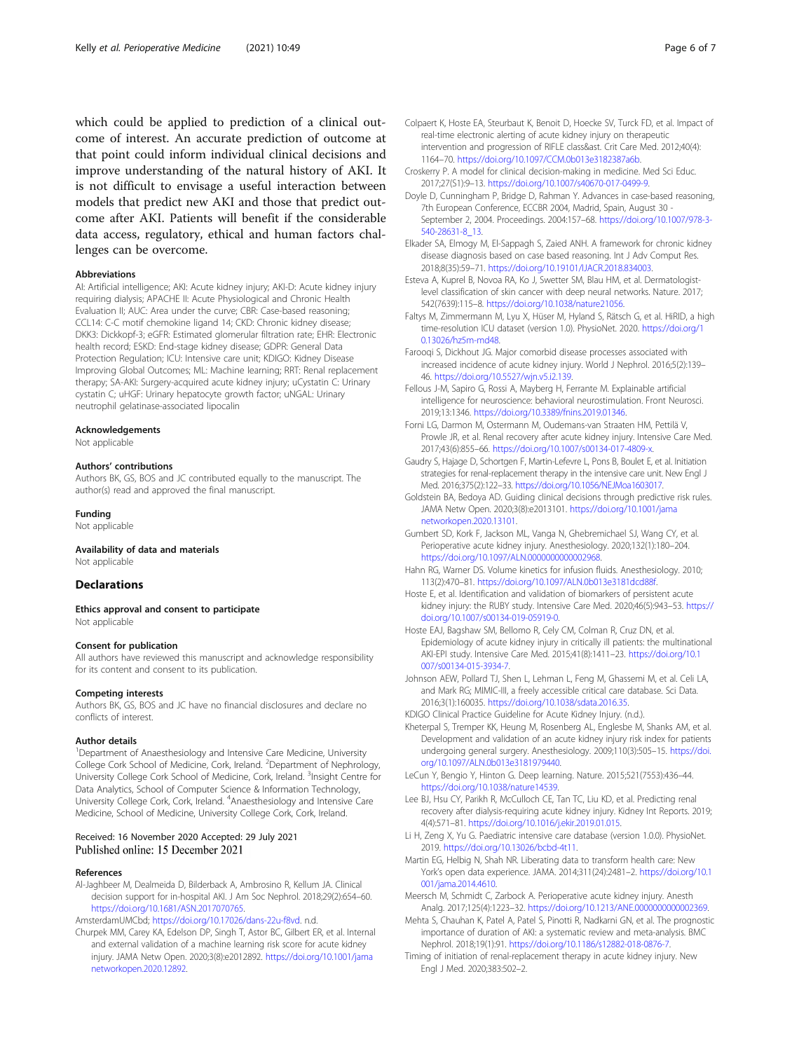which could be applied to prediction of a clinical outcome of interest. An accurate prediction of outcome at that point could inform individual clinical decisions and improve understanding of the natural history of AKI. It is not difficult to envisage a useful interaction between models that predict new AKI and those that predict outcome after AKI. Patients will benefit if the considerable data access, regulatory, ethical and human factors challenges can be overcome.

#### Abbreviations

AI: Artificial intelligence; AKI: Acute kidney injury; AKI-D: Acute kidney injury requiring dialysis; APACHE II: Acute Physiological and Chronic Health Evaluation II; AUC: Area under the curve; CBR: Case-based reasoning; CCL14: C-C motif chemokine ligand 14; CKD: Chronic kidney disease; DKK3: Dickkopf-3; eGFR: Estimated glomerular filtration rate; EHR: Electronic health record; ESKD: End-stage kidney disease; GDPR: General Data Protection Regulation; ICU: Intensive care unit; KDIGO: Kidney Disease Improving Global Outcomes; ML: Machine learning; RRT: Renal replacement therapy; SA-AKI: Surgery-acquired acute kidney injury; uCystatin C: Urinary cystatin C; uHGF: Urinary hepatocyte growth factor; uNGAL: Urinary neutrophil gelatinase-associated lipocalin

#### Acknowledgements

Not applicable

#### Authors' contributions

Authors BK, GS, BOS and JC contributed equally to the manuscript. The author(s) read and approved the final manuscript.

#### Funding

Not applicable

#### Availability of data and materials

Not applicable

## Declarations

#### Ethics approval and consent to participate

Not applicable

#### Consent for publication

All authors have reviewed this manuscript and acknowledge responsibility for its content and consent to its publication.

#### Competing interests

Authors BK, GS, BOS and JC have no financial disclosures and declare no conflicts of interest.

#### Author details

[1]Department of Anaesthesiology and Intensive Care Medicine, University College Cork School of Medicine, Cork, Ireland. [2]Department of Nephrology, University College Cork School of Medicine, Cork, Ireland. [3]Insight Centre for Data Analytics, School of Computer Science & Information Technology, University College Cork, Cork, Ireland. [4]Anaesthesiology and Intensive Care Medicine, School of Medicine, University College Cork, Cork, Ireland.

Received: 16 November 2020 Accepted: 29 July 2021
Published online: 15 December 2021

#### References

Al-Jaghbeer M, Dealmeida D, Bilderback A, Ambrosino R, Kellum JA. Clinical decision support for in-hospital AKI. J Am Soc Nephrol. 2018;29(2):654–60. https://doi.org/10.1681/ASN.2017070765.

AmsterdamUMCbd; https://doi.org/10.17026/dans-22u-f8vd. n.d.

Churpek MM, Carey KA, Edelson DP, Singh T, Astor BC, Gilbert ER, et al. Internal and external validation of a machine learning risk score for acute kidney injury. JAMA Netw Open. 2020;3(8):e2012892. https://doi.org/10.1001/jamanetworkopen.2020.12892.

Colpaert K, Hoste EA, Steurbaut K, Benoit D, Hoecke SV, Turck FD, et al. Impact of real-time electronic alerting of acute kidney injury on therapeutic intervention and progression of RIFLE class&ast. Crit Care Med. 2012;40(4):1164–70. https://doi.org/10.1097/CCM.0b013e3182387a6b.

Croskerry P. A model for clinical decision-making in medicine. Med Sci Educ. 2017;27(S1):9–13. https://doi.org/10.1007/s40670-017-0499-9.

Doyle D, Cunningham P, Bridge D, Rahman Y. Advances in case-based reasoning, 7th European Conference, ECCBR 2004, Madrid, Spain, August 30 - September 2, 2004. Proceedings. 2004:157–68. https://doi.org/10.1007/978-3-540-28631-8_13.

Elkader SA, Elmogy M, El-Sappagh S, Zaied ANH. A framework for chronic kidney disease diagnosis based on case based reasoning. Int J Adv Comput Res. 2018;8(35):59–71. https://doi.org/10.19101/IJACR.2018.834003.

Esteva A, Kuprel B, Novoa RA, Ko J, Swetter SM, Blau HM, et al. Dermatologist-level classification of skin cancer with deep neural networks. Nature. 2017;542(7639):115–8. https://doi.org/10.1038/nature21056.

Faltys M, Zimmermann M, Lyu X, Hüser M, Hyland S, Rätsch G, et al. HiRID, a high time-resolution ICU dataset (version 1.0). PhysioNet. 2020. https://doi.org/10.13026/hz5m-md48.

Farooqi S, Dickhout JG. Major comorbid disease processes associated with increased incidence of acute kidney injury. World J Nephrol. 2016;5(2):139–46. https://doi.org/10.5527/wjn.v5.i2.139.

Fellous J-M, Sapiro G, Rossi A, Mayberg H, Ferrante M. Explainable artificial intelligence for neuroscience: behavioral neurostimulation. Front Neurosci. 2019;13:1346. https://doi.org/10.3389/fnins.2019.01346.

Forni LG, Darmon M, Ostermann M, Oudemans-van Straaten HM, Pettilä V, Prowle JR, et al. Renal recovery after acute kidney injury. Intensive Care Med. 2017;43(6):855–66. https://doi.org/10.1007/s00134-017-4809-x.

Gaudry S, Hajage D, Schortgen F, Martin-Lefevre L, Pons B, Boulet E, et al. Initiation strategies for renal-replacement therapy in the intensive care unit. New Engl J Med. 2016;375(2):122–33. https://doi.org/10.1056/NEJMoa1603017.

Goldstein BA, Bedoya AD. Guiding clinical decisions through predictive risk rules. JAMA Netw Open. 2020;3(8):e2013101. https://doi.org/10.1001/jamanetworkopen.2020.13101.

Gumbert SD, Kork F, Jackson ML, Vanga N, Ghebremichael SJ, Wang CY, et al. Perioperative acute kidney injury. Anesthesiology. 2020;132(1):180–204. https://doi.org/10.1097/ALN.0000000000002968.

Hahn RG, Warner DS. Volume kinetics for infusion fluids. Anesthesiology. 2010;113(2):470–81. https://doi.org/10.1097/ALN.0b013e3181dcd88f.

Hoste E, et al. Identification and validation of biomarkers of persistent acute kidney injury: the RUBY study. Intensive Care Med. 2020;46(5):943–53. https://doi.org/10.1007/s00134-019-05919-0.

Hoste EAJ, Bagshaw SM, Bellomo R, Cely CM, Colman R, Cruz DN, et al. Epidemiology of acute kidney injury in critically ill patients: the multinational AKI-EPI study. Intensive Care Med. 2015;41(8):1411–23. https://doi.org/10.1007/s00134-015-3934-7.

Johnson AEW, Pollard TJ, Shen L, Lehman L, Feng M, Ghassemi M, et al. Celi LA, and Mark RG; MIMIC-III, a freely accessible critical care database. Sci Data. 2016;3(1):160035. https://doi.org/10.1038/sdata.2016.35.

KDIGO Clinical Practice Guideline for Acute Kidney Injury. (n.d.).

Kheterpal S, Tremper KK, Heung M, Rosenberg AL, Englesbe M, Shanks AM, et al. Development and validation of an acute kidney injury risk index for patients undergoing general surgery. Anesthesiology. 2009;110(3):505–15. https://doi.org/10.1097/ALN.0b013e3181979440.

LeCun Y, Bengio Y, Hinton G. Deep learning. Nature. 2015;521(7553):436–44. https://doi.org/10.1038/nature14539.

Lee BJ, Hsu CY, Parikh R, McCulloch CE, Tan TC, Liu KD, et al. Predicting renal recovery after dialysis-requiring acute kidney injury. Kidney Int Reports. 2019;4(4):571–81. https://doi.org/10.1016/j.ekir.2019.01.015.

Li H, Zeng X, Yu G. Paediatric intensive care database (version 1.0.0). PhysioNet. 2019. https://doi.org/10.13026/bcbd-4t11.

Martin EG, Helbig N, Shah NR. Liberating data to transform health care: New York's open data experience. JAMA. 2014;311(24):2481–2. https://doi.org/10.1001/jama.2014.4610.

Meersch M, Schmidt C, Zarbock A. Perioperative acute kidney injury. Anesth Analg. 2017;125(4):1223–32. https://doi.org/10.1213/ANE.0000000000002369.

Mehta S, Chauhan K, Patel A, Patel S, Pinotti R, Nadkarni GN, et al. The prognostic importance of duration of AKI: a systematic review and meta-analysis. BMC Nephrol. 2018;19(1):91. https://doi.org/10.1186/s12882-018-0876-7.

Timing of initiation of renal-replacement therapy in acute kidney injury. New Engl J Med. 2020;383:502–2.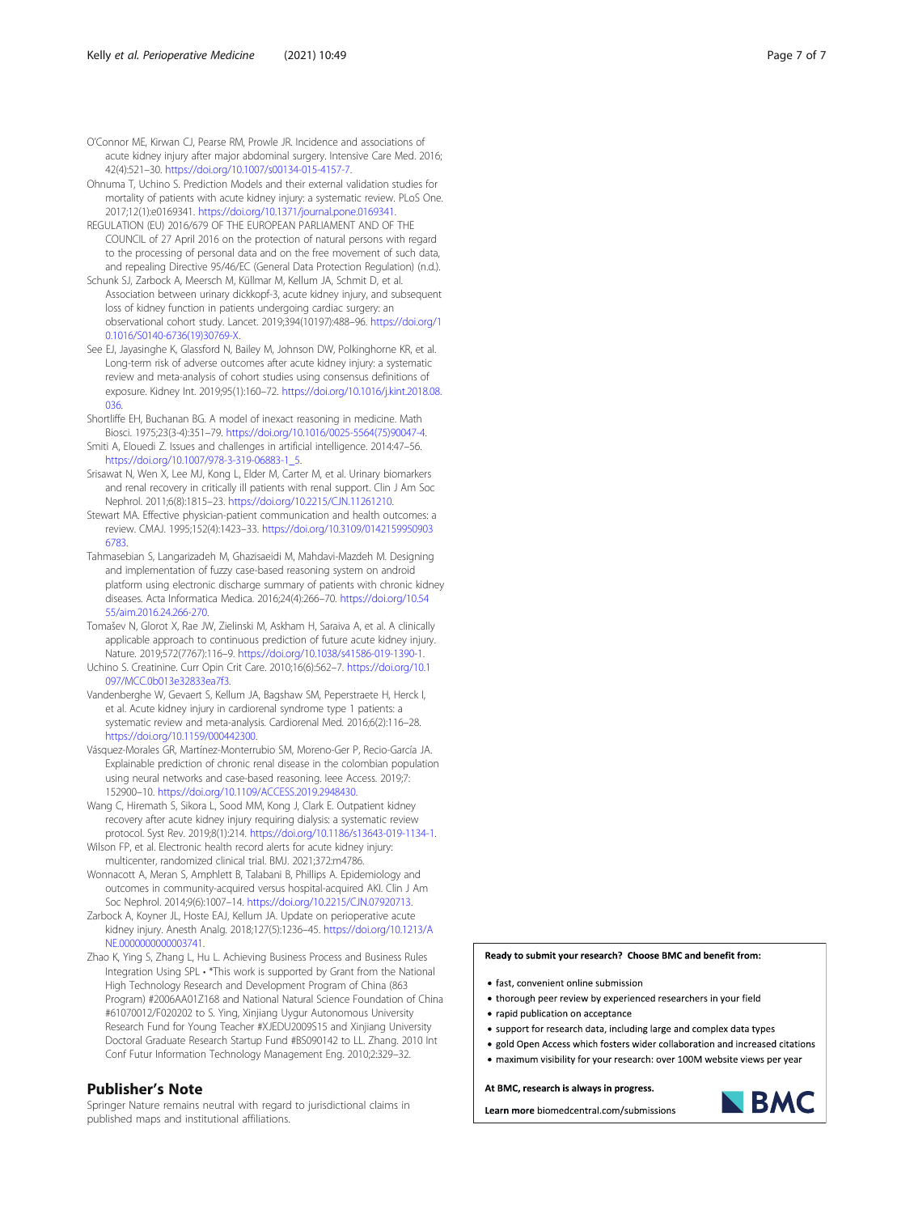O'Connor ME, Kirwan CJ, Pearse RM, Prowle JR. Incidence and associations of acute kidney injury after major abdominal surgery. Intensive Care Med. 2016;42(4):521–30. https://doi.org/10.1007/s00134-015-4157-7.

Ohnuma T, Uchino S. Prediction Models and their external validation studies for mortality of patients with acute kidney injury: a systematic review. PLoS One. 2017;12(1):e0169341. https://doi.org/10.1371/journal.pone.0169341.

REGULATION (EU) 2016/679 OF THE EUROPEAN PARLIAMENT AND OF THE COUNCIL of 27 April 2016 on the protection of natural persons with regard to the processing of personal data and on the free movement of such data, and repealing Directive 95/46/EC (General Data Protection Regulation) (n.d.).

Schunk SJ, Zarbock A, Meersch M, Küllmar M, Kellum JA, Schmit D, et al. Association between urinary dickkopf-3, acute kidney injury, and subsequent loss of kidney function in patients undergoing cardiac surgery: an observational cohort study. Lancet. 2019;394(10197):488–96. https://doi.org/10.1016/S0140-6736(19)30769-X.

See EJ, Jayasinghe K, Glassford N, Bailey M, Johnson DW, Polkinghorne KR, et al. Long-term risk of adverse outcomes after acute kidney injury: a systematic review and meta-analysis of cohort studies using consensus definitions of exposure. Kidney Int. 2019;95(1):160–72. https://doi.org/10.1016/j.kint.2018.08.036.

Shortliffe EH, Buchanan BG. A model of inexact reasoning in medicine. Math Biosci. 1975;23(3-4):351–79. https://doi.org/10.1016/0025-5564(75)90047-4.

Smiti A, Elouedi Z. Issues and challenges in artificial intelligence. 2014:47–56. https://doi.org/10.1007/978-3-319-06883-1_5.

Srisawat N, Wen X, Lee MJ, Kong L, Elder M, Carter M, et al. Urinary biomarkers and renal recovery in critically ill patients with renal support. Clin J Am Soc Nephrol. 2011;6(8):1815–23. https://doi.org/10.2215/CJN.11261210.

Stewart MA. Effective physician-patient communication and health outcomes: a review. CMAJ. 1995;152(4):1423–33. https://doi.org/10.3109/01421599509036783.

Tahmasebian S, Langarizadeh M, Ghazisaeidi M, Mahdavi-Mazdeh M. Designing and implementation of fuzzy case-based reasoning system on android platform using electronic discharge summary of patients with chronic kidney diseases. Acta Informatica Medica. 2016;24(4):266–70. https://doi.org/10.5455/aim.2016.24.266-270.

Tomašev N, Glorot X, Rae JW, Zielinski M, Askham H, Saraiva A, et al. A clinically applicable approach to continuous prediction of future acute kidney injury. Nature. 2019;572(7767):116–9. https://doi.org/10.1038/s41586-019-1390-1.

Uchino S. Creatinine. Curr Opin Crit Care. 2010;16(6):562–7. https://doi.org/10.1097/MCC.0b013e32833ea7f3.

Vandenberghe W, Gevaert S, Kellum JA, Bagshaw SM, Peperstraete H, Herck I, et al. Acute kidney injury in cardiorenal syndrome type 1 patients: a systematic review and meta-analysis. Cardiorenal Med. 2016;6(2):116–28. https://doi.org/10.1159/000442300.

Vásquez-Morales GR, Martínez-Monterrubio SM, Moreno-Ger P, Recio-García JA. Explainable prediction of chronic renal disease in the colombian population using neural networks and case-based reasoning. Ieee Access. 2019;7:152900–10. https://doi.org/10.1109/ACCESS.2019.2948430.

Wang C, Hiremath S, Sikora L, Sood MM, Kong J, Clark E. Outpatient kidney recovery after acute kidney injury requiring dialysis: a systematic review protocol. Syst Rev. 2019;8(1):214. https://doi.org/10.1186/s13643-019-1134-1.

Wilson FP, et al. Electronic health record alerts for acute kidney injury: multicenter, randomized clinical trial. BMJ. 2021;372:m4786.

Wonnacott A, Meran S, Amphlett B, Talabani B, Phillips A. Epidemiology and outcomes in community-acquired versus hospital-acquired AKI. Clin J Am Soc Nephrol. 2014;9(6):1007–14. https://doi.org/10.2215/CJN.07920713.

Zarbock A, Koyner JL, Hoste EAJ, Kellum JA. Update on perioperative acute kidney injury. Anesth Analg. 2018;127(5):1236–45. https://doi.org/10.1213/ANE.0000000000003741.

Zhao K, Ying S, Zhang L, Hu L. Achieving Business Process and Business Rules Integration Using SPL • *This work is supported by Grant from the National High Technology Research and Development Program of China (863 Program) #2006AA01Z168 and National Natural Science Foundation of China #61070012/F020202 to S. Ying, Xinjiang Uygur Autonomous University Research Fund for Young Teacher #XJEDU2009S15 and Xinjiang University Doctoral Graduate Research Startup Fund #BS090142 to LL. Zhang. 2010 Int Conf Futur Information Technology Management Eng. 2010;2:329–32.

## Publisher's Note

Springer Nature remains neutral with regard to jurisdictional claims in published maps and institutional affiliations.

**Ready to submit your research? Choose BMC and benefit from:**

- fast, convenient online submission
- thorough peer review by experienced researchers in your field
- rapid publication on acceptance
- support for research data, including large and complex data types
- gold Open Access which fosters wider collaboration and increased citations
- maximum visibility for your research: over 100M website views per year

**At BMC, research is always in progress.**

**Learn more** biomedcentral.com/submissions

BMC